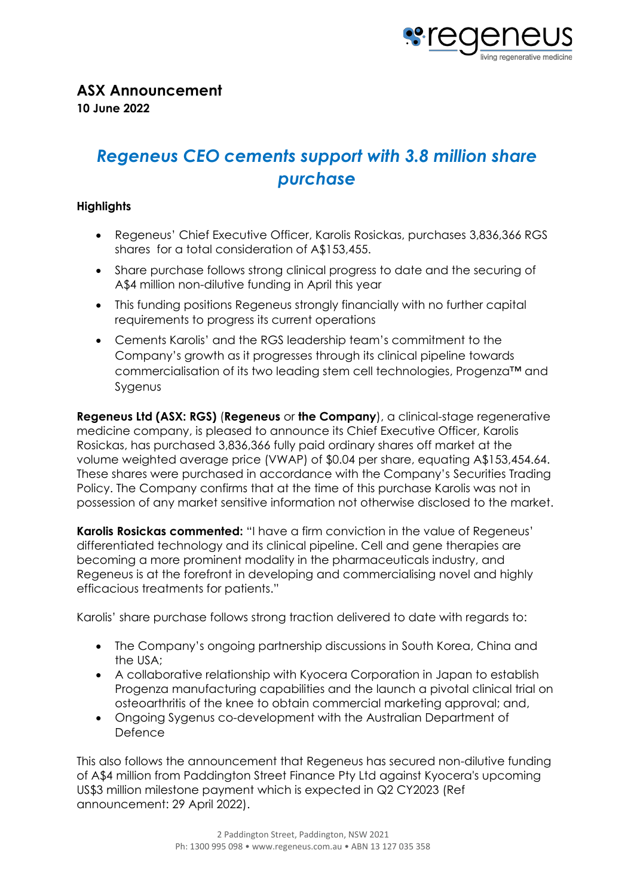# ASX Announcement

**10 June 2022**

## *Regeneus CEO cements support with 3.8 million share purchase*

**Highlights**

- Regeneus' Chief Executive Officer, Karolis Rosickas, purchases 3,836,366 RGS shares for a total consideration of A$153,455.
- Share purchase follows strong clinical progress to date and the securing of A$4 million non-dilutive funding in April this year
- This funding positions Regeneus strongly financially with no further capital requirements to progress its current operations
- Cements Karolis' and the RGS leadership team's commitment to the Company's growth as it progresses through its clinical pipeline towards commercialisation of its two leading stem cell technologies, Progenza™ and Sygenus

**Regeneus Ltd (ASX: RGS)** (**Regeneus** or **the Company**), a clinical-stage regenerative medicine company, is pleased to announce its Chief Executive Officer, Karolis Rosickas, has purchased 3,836,366 fully paid ordinary shares off market at the volume weighted average price (VWAP) of $0.04 per share, equating A$153,454.64. These shares were purchased in accordance with the Company's Securities Trading Policy. The Company confirms that at the time of this purchase Karolis was not in possession of any market sensitive information not otherwise disclosed to the market.

**Karolis Rosickas commented:** "I have a firm conviction in the value of Regeneus' differentiated technology and its clinical pipeline. Cell and gene therapies are becoming a more prominent modality in the pharmaceuticals industry, and Regeneus is at the forefront in developing and commercialising novel and highly efficacious treatments for patients."

Karolis' share purchase follows strong traction delivered to date with regards to:

- The Company's ongoing partnership discussions in South Korea, China and the USA;
- A collaborative relationship with Kyocera Corporation in Japan to establish Progenza manufacturing capabilities and the launch a pivotal clinical trial on osteoarthritis of the knee to obtain commercial marketing approval; and,
- Ongoing Sygenus co-development with the Australian Department of Defence

This also follows the announcement that Regeneus has secured non-dilutive funding of A$4 million from Paddington Street Finance Pty Ltd against Kyocera's upcoming US$3 million milestone payment which is expected in Q2 CY2023 (Ref announcement: 29 April 2022).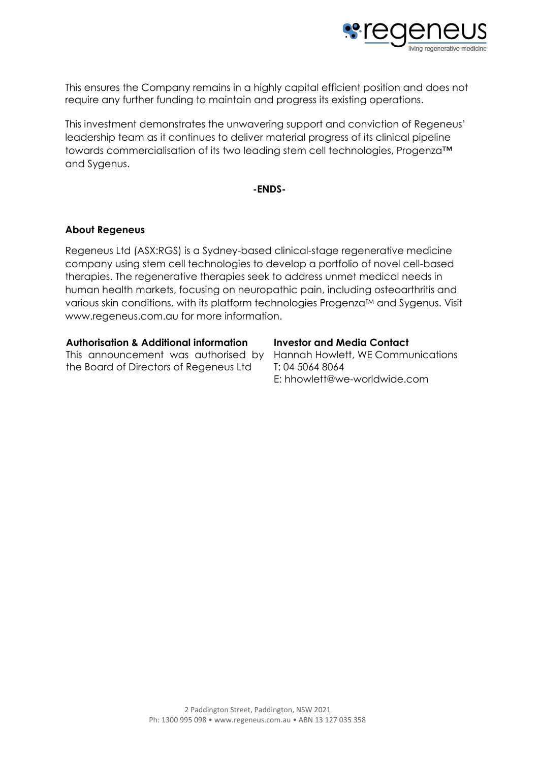This ensures the Company remains in a highly capital efficient position and does not require any further funding to maintain and progress its existing operations.

This investment demonstrates the unwavering support and conviction of Regeneus' leadership team as it continues to deliver material progress of its clinical pipeline towards commercialisation of its two leading stem cell technologies, Progenza™ and Sygenus.

**-ENDS-**

**About Regeneus**

Regeneus Ltd (ASX:RGS) is a Sydney-based clinical-stage regenerative medicine company using stem cell technologies to develop a portfolio of novel cell-based therapies. The regenerative therapies seek to address unmet medical needs in human health markets, focusing on neuropathic pain, including osteoarthritis and various skin conditions, with its platform technologies Progenza™ and Sygenus. Visit www.regeneus.com.au for more information.

**Authorisation & Additional information**

This announcement was authorised by the Board of Directors of Regeneus Ltd

**Investor and Media Contact**

Hannah Howlett, WE Communications
T: 04 5064 8064
E: hhowlett@we-worldwide.com